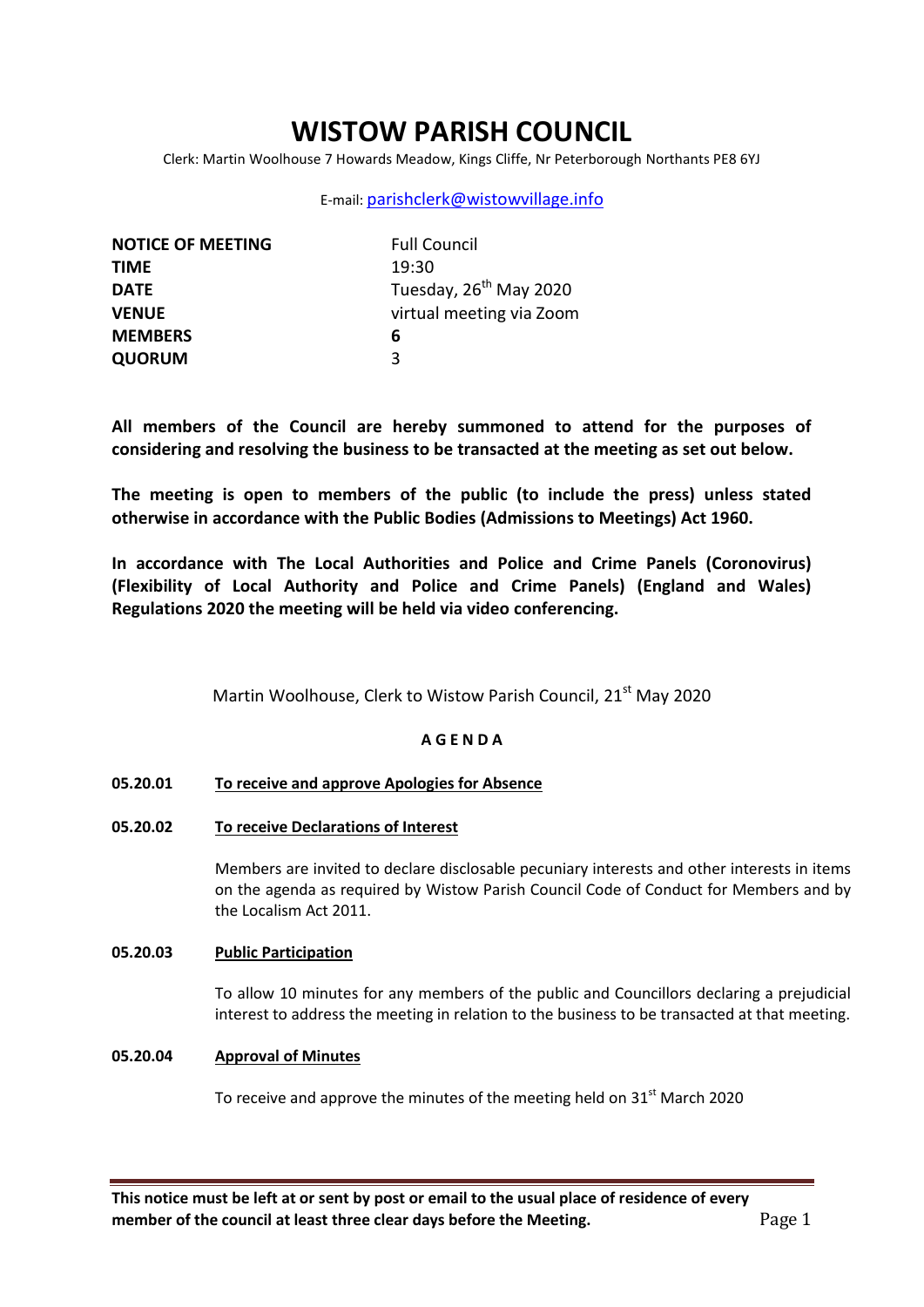# WISTOW PARISH COUNCIL

Clerk: Martin Woolhouse 7 Howards Meadow, Kings Cliffe, Nr Peterborough Northants PE8 6YJ

E-mail: parishclerk@wistowvillage.info

| | |
|---|---|
| **NOTICE OF MEETING** | Full Council |
| **TIME** | 19:30 |
| **DATE** | Tuesday, 26th May 2020 |
| **VENUE** | virtual meeting via Zoom |
| **MEMBERS** | **6** |
| **QUORUM** | 3 |

**All members of the Council are hereby summoned to attend for the purposes of considering and resolving the business to be transacted at the meeting as set out below.**

**The meeting is open to members of the public (to include the press) unless stated otherwise in accordance with the Public Bodies (Admissions to Meetings) Act 1960.**

**In accordance with The Local Authorities and Police and Crime Panels (Coronovirus) (Flexibility of Local Authority and Police and Crime Panels) (England and Wales) Regulations 2020 the meeting will be held via video conferencing.**

Martin Woolhouse, Clerk to Wistow Parish Council, 21st May 2020

## A G E N D A

**05.20.01** **To receive and approve Apologies for Absence**

**05.20.02** **To receive Declarations of Interest**

Members are invited to declare disclosable pecuniary interests and other interests in items on the agenda as required by Wistow Parish Council Code of Conduct for Members and by the Localism Act 2011.

**05.20.03** **Public Participation**

To allow 10 minutes for any members of the public and Councillors declaring a prejudicial interest to address the meeting in relation to the business to be transacted at that meeting.

**05.20.04** **Approval of Minutes**

To receive and approve the minutes of the meeting held on 31st March 2020

**This notice must be left at or sent by post or email to the usual place of residence of every member of the council at least three clear days before the Meeting.**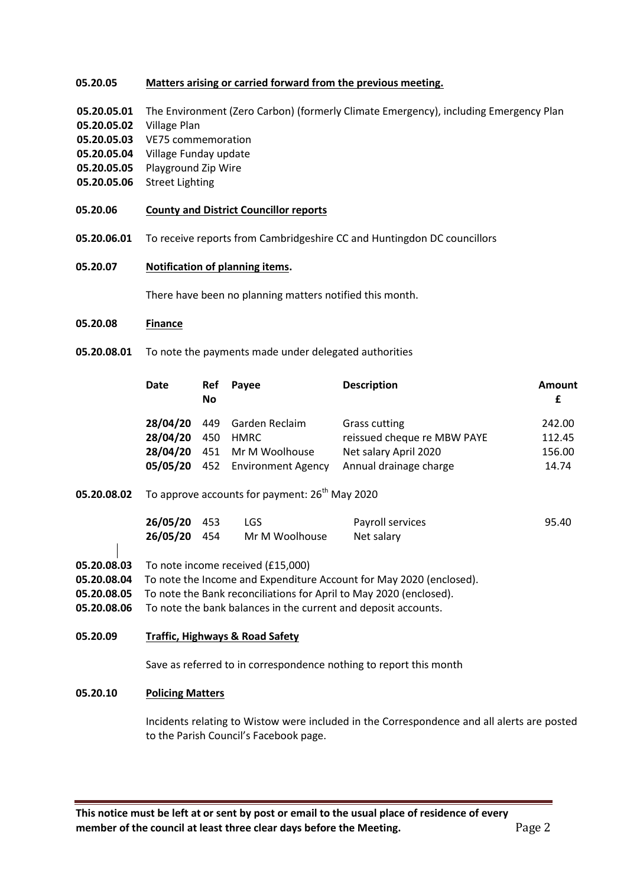**05.20.05 Matters arising or carried forward from the previous meeting.**

**05.20.05.01** The Environment (Zero Carbon) (formerly Climate Emergency), including Emergency Plan
**05.20.05.02** Village Plan
**05.20.05.03** VE75 commemoration
**05.20.05.04** Village Funday update
**05.20.05.05** Playground Zip Wire
**05.20.05.06** Street Lighting

**05.20.06 County and District Councillor reports**

**05.20.06.01** To receive reports from Cambridgeshire CC and Huntingdon DC councillors

**05.20.07 Notification of planning items.**

There have been no planning matters notified this month.

**05.20.08 Finance**

**05.20.08.01** To note the payments made under delegated authorities

| Date | Ref No | Payee | Description | Amount £ |
|---|---|---|---|---|
| **28/04/20** | 449 | Garden Reclaim | Grass cutting | 242.00 |
| **28/04/20** | 450 | HMRC | reissued cheque re MBW PAYE | 112.45 |
| **28/04/20** | 451 | Mr M Woolhouse | Net salary April 2020 | 156.00 |
| **05/05/20** | 452 | Environment Agency | Annual drainage charge | 14.74 |

**05.20.08.02** To approve accounts for payment: 26th May 2020

| Date | Ref No | Payee | Description | Amount £ |
|---|---|---|---|---|
| **26/05/20** | 453 | LGS | Payroll services | 95.40 |
| **26/05/20** | 454 | Mr M Woolhouse | Net salary | |

**05.20.08.03** To note income received (£15,000)
**05.20.08.04** To note the Income and Expenditure Account for May 2020 (enclosed).
**05.20.08.05** To note the Bank reconciliations for April to May 2020 (enclosed).
**05.20.08.06** To note the bank balances in the current and deposit accounts.

**05.20.09 Traffic, Highways & Road Safety**

Save as referred to in correspondence nothing to report this month

**05.20.10 Policing Matters**

Incidents relating to Wistow were included in the Correspondence and all alerts are posted to the Parish Council's Facebook page.

**This notice must be left at or sent by post or email to the usual place of residence of every member of the council at least three clear days before the Meeting.**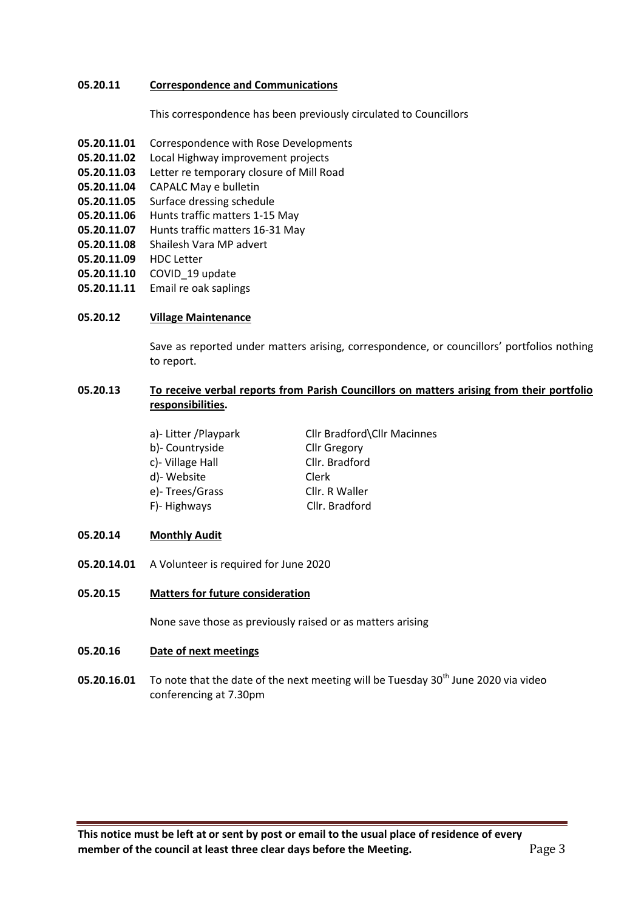**05.20.11 Correspondence and Communications**

This correspondence has been previously circulated to Councillors

**05.20.11.01** Correspondence with Rose Developments
**05.20.11.02** Local Highway improvement projects
**05.20.11.03** Letter re temporary closure of Mill Road
**05.20.11.04** CAPALC May e bulletin
**05.20.11.05** Surface dressing schedule
**05.20.11.06** Hunts traffic matters 1-15 May
**05.20.11.07** Hunts traffic matters 16-31 May
**05.20.11.08** Shailesh Vara MP advert
**05.20.11.09** HDC Letter
**05.20.11.10** COVID_19 update
**05.20.11.11** Email re oak saplings

**05.20.12 Village Maintenance**

Save as reported under matters arising, correspondence, or councillors' portfolios nothing to report.

**05.20.13 To receive verbal reports from Parish Councillors on matters arising from their portfolio responsibilities.**

| | |
|---|---|
| a)- Litter /Playpark | Cllr Bradford\Cllr Macinnes |
| b)- Countryside | Cllr Gregory |
| c)- Village Hall | Cllr. Bradford |
| d)- Website | Clerk |
| e)- Trees/Grass | Cllr. R Waller |
| F)- Highways | Cllr. Bradford |

**05.20.14 Monthly Audit**

**05.20.14.01** A Volunteer is required for June 2020

**05.20.15 Matters for future consideration**

None save those as previously raised or as matters arising

**05.20.16 Date of next meetings**

**05.20.16.01** To note that the date of the next meeting will be Tuesday 30th June 2020 via video conferencing at 7.30pm

**This notice must be left at or sent by post or email to the usual place of residence of every member of the council at least three clear days before the Meeting.**